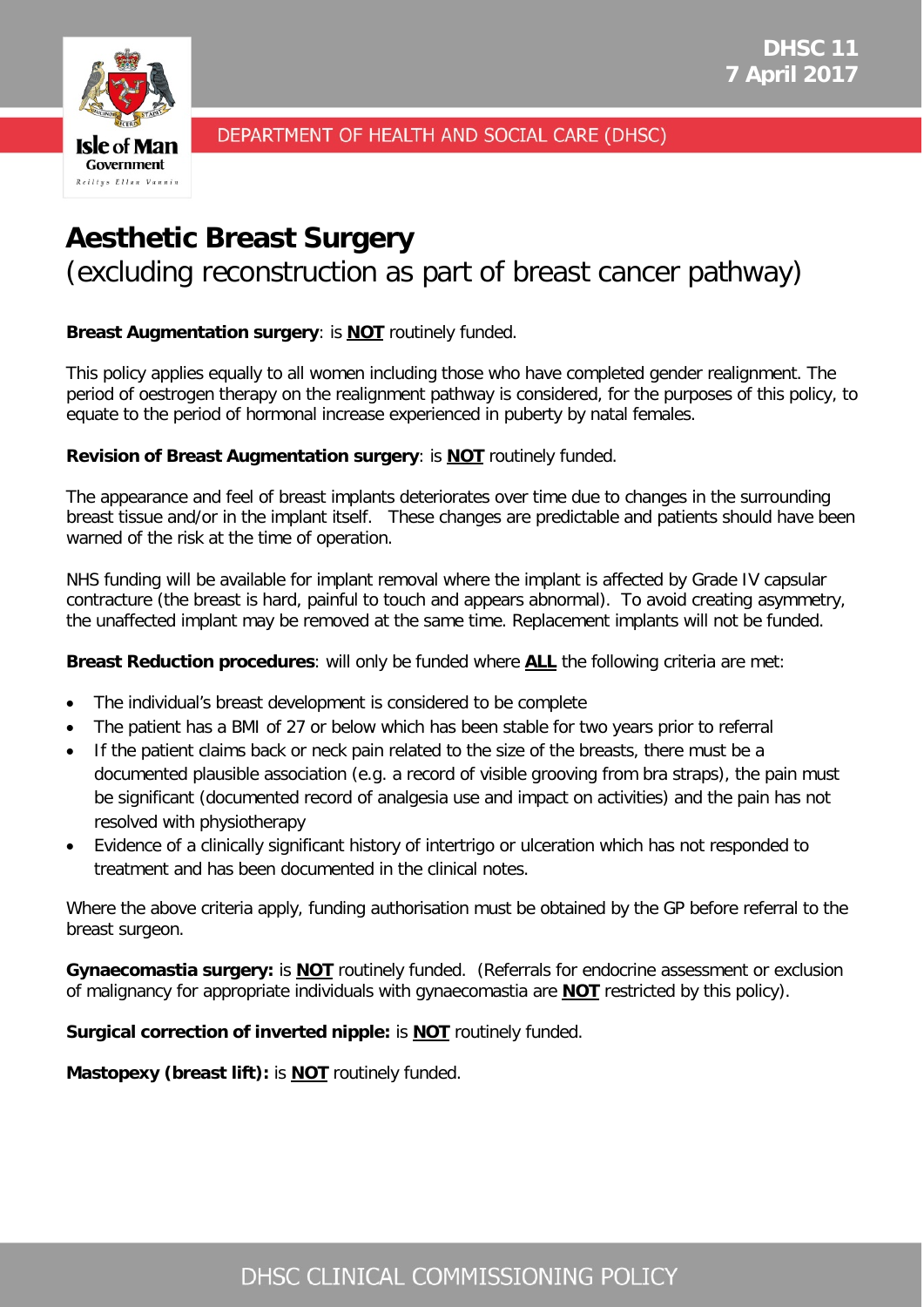DHSC 11
7 April 2017

DEPARTMENT OF HEALTH AND SOCIAL CARE (DHSC)

# Aesthetic Breast Surgery
## (excluding reconstruction as part of breast cancer pathway)

**Breast Augmentation surgery**: is **NOT** routinely funded.

This policy applies equally to all women including those who have completed gender realignment. The period of oestrogen therapy on the realignment pathway is considered, for the purposes of this policy, to equate to the period of hormonal increase experienced in puberty by natal females.

**Revision of Breast Augmentation surgery**: is **NOT** routinely funded.

The appearance and feel of breast implants deteriorates over time due to changes in the surrounding breast tissue and/or in the implant itself. These changes are predictable and patients should have been warned of the risk at the time of operation.

NHS funding will be available for implant removal where the implant is affected by Grade IV capsular contracture (the breast is hard, painful to touch and appears abnormal). To avoid creating asymmetry, the unaffected implant may be removed at the same time. Replacement implants will not be funded.

**Breast Reduction procedures**: will only be funded where **ALL** the following criteria are met:

- The individual's breast development is considered to be complete
- The patient has a BMI of 27 or below which has been stable for two years prior to referral
- If the patient claims back or neck pain related to the size of the breasts, there must be a documented plausible association (e.g. a record of visible grooving from bra straps), the pain must be significant (documented record of analgesia use and impact on activities) and the pain has not resolved with physiotherapy
- Evidence of a clinically significant history of intertrigo or ulceration which has not responded to treatment and has been documented in the clinical notes.

Where the above criteria apply, funding authorisation must be obtained by the GP before referral to the breast surgeon.

**Gynaecomastia surgery:** is **NOT** routinely funded. (Referrals for endocrine assessment or exclusion of malignancy for appropriate individuals with gynaecomastia are **NOT** restricted by this policy).

**Surgical correction of inverted nipple:** is **NOT** routinely funded.

**Mastopexy (breast lift):** is **NOT** routinely funded.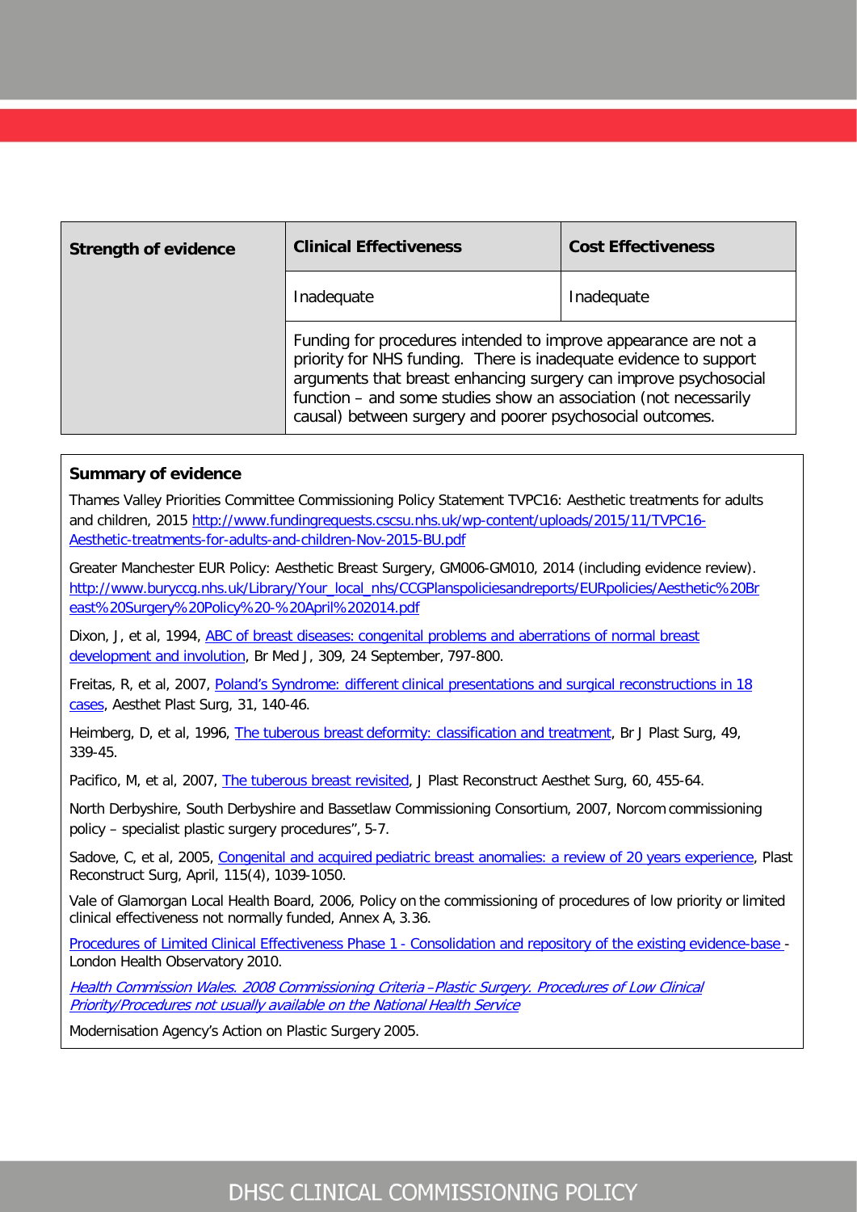| Strength of evidence | Clinical Effectiveness | Cost Effectiveness |
|---|---|---|
| | Inadequate | Inadequate |
| | Funding for procedures intended to improve appearance are not a priority for NHS funding. There is inadequate evidence to support arguments that breast enhancing surgery can improve psychosocial function – and some studies show an association (not necessarily causal) between surgery and poorer psychosocial outcomes. | |

**Summary of evidence**

Thames Valley Priorities Committee Commissioning Policy Statement TVPC16: Aesthetic treatments for adults and children, 2015 [http://www.fundingrequests.cscsu.nhs.uk/wp-content/uploads/2015/11/TVPC16-Aesthetic-treatments-for-adults-and-children-Nov-2015-BU.pdf](http://www.fundingrequests.cscsu.nhs.uk/wp-content/uploads/2015/11/TVPC16-Aesthetic-treatments-for-adults-and-children-Nov-2015-BU.pdf)

Greater Manchester EUR Policy: Aesthetic Breast Surgery, GM006-GM010, 2014 (including evidence review). [http://www.buryccg.nhs.uk/Library/Your_local_nhs/CCGPlanspoliciesandreports/EURpolicies/Aesthetic%20Breast%20Surgery%20Policy%20-%20April%202014.pdf](http://www.buryccg.nhs.uk/Library/Your_local_nhs/CCGPlanspoliciesandreports/EURpolicies/Aesthetic%20Breast%20Surgery%20Policy%20-%20April%202014.pdf)

Dixon, J, et al, 1994, ABC of breast diseases: congenital problems and aberrations of normal breast development and involution, Br Med J, 309, 24 September, 797-800.

Freitas, R, et al, 2007, Poland's Syndrome: different clinical presentations and surgical reconstructions in 18 cases, Aesthet Plast Surg, 31, 140-46.

Heimberg, D, et al, 1996, The tuberous breast deformity: classification and treatment, Br J Plast Surg, 49, 339-45.

Pacifico, M, et al, 2007, The tuberous breast revisited, J Plast Reconstruct Aesthet Surg, 60, 455-64.

North Derbyshire, South Derbyshire and Bassetlaw Commissioning Consortium, 2007, Norcom commissioning policy – specialist plastic surgery procedures", 5-7.

Sadove, C, et al, 2005, Congenital and acquired pediatric breast anomalies: a review of 20 years experience, Plast Reconstruct Surg, April, 115(4), 1039-1050.

Vale of Glamorgan Local Health Board, 2006, Policy on the commissioning of procedures of low priority or limited clinical effectiveness not normally funded, Annex A, 3.36.

Procedures of Limited Clinical Effectiveness Phase 1 - Consolidation and repository of the existing evidence-base - London Health Observatory 2010.

*Health Commission Wales. 2008 Commissioning Criteria –Plastic Surgery. Procedures of Low Clinical Priority/Procedures not usually available on the National Health Service*

Modernisation Agency's Action on Plastic Surgery 2005.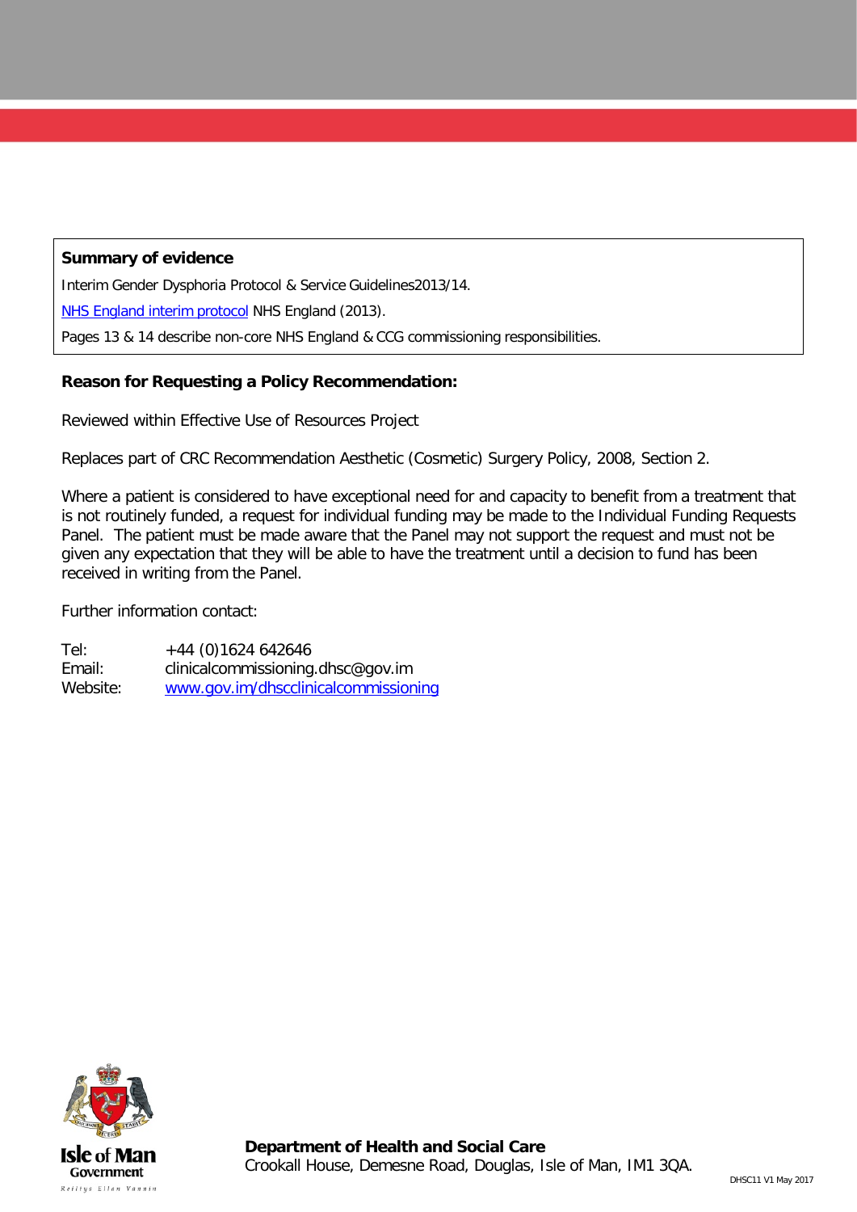**Summary of evidence**

Interim Gender Dysphoria Protocol & Service Guidelines2013/14.

[NHS England interim protocol](#) NHS England (2013).

Pages 13 & 14 describe non-core NHS England & CCG commissioning responsibilities.

**Reason for Requesting a Policy Recommendation:**

Reviewed within Effective Use of Resources Project

Replaces part of CRC Recommendation Aesthetic (Cosmetic) Surgery Policy, 2008, Section 2.

Where a patient is considered to have exceptional need for and capacity to benefit from a treatment that is not routinely funded, a request for individual funding may be made to the Individual Funding Requests Panel. The patient must be made aware that the Panel may not support the request and must not be given any expectation that they will be able to have the treatment until a decision to fund has been received in writing from the Panel.

Further information contact:

Tel: +44 (0)1624 642646
Email: clinicalcommissioning.dhsc@gov.im
Website: www.gov.im/dhscclinicalcommissioning

Isle of Man Government
Reiltys Ellan Vannin

**Department of Health and Social Care**
Crookall House, Demesne Road, Douglas, Isle of Man, IM1 3QA.

DHSC11 V1 May 2017